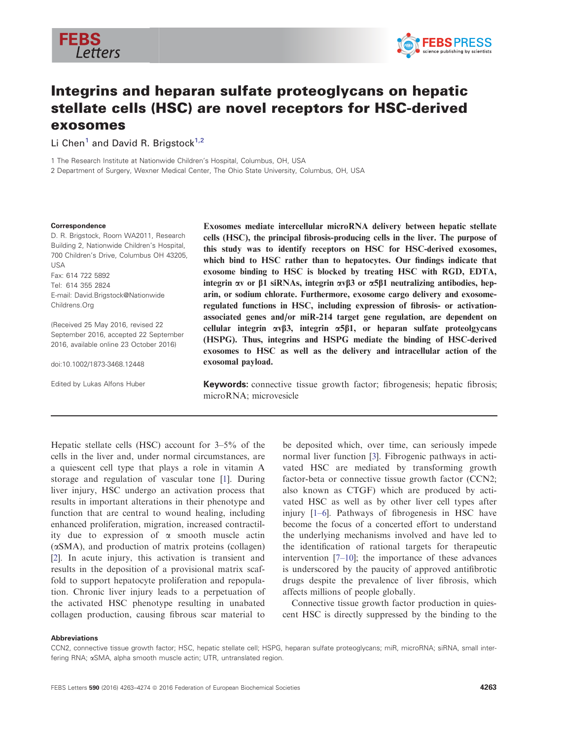# Integrins and heparan sulfate proteoglycans on hepatic stellate cells (HSC) are novel receptors for HSC-derived exosomes

Li Chen[1] and David R. Brigstock[1,2]

1 The Research Institute at Nationwide Children's Hospital, Columbus, OH, USA
2 Department of Surgery, Wexner Medical Center, The Ohio State University, Columbus, OH, USA

**Correspondence**
D. R. Brigstock, Room WA2011, Research Building 2, Nationwide Children's Hospital, 700 Children's Drive, Columbus OH 43205, USA
Fax: 614 722 5892
Tel: 614 355 2824
E-mail: David.Brigstock@NationwideChildrens.Org

(Received 25 May 2016, revised 22 September 2016, accepted 22 September 2016, available online 23 October 2016)

doi:10.1002/1873-3468.12448

Edited by Lukas Alfons Huber

**Exosomes mediate intercellular microRNA delivery between hepatic stellate cells (HSC), the principal fibrosis-producing cells in the liver. The purpose of this study was to identify receptors on HSC for HSC-derived exosomes, which bind to HSC rather than to hepatocytes. Our findings indicate that exosome binding to HSC is blocked by treating HSC with RGD, EDTA, integrin αv or β1 siRNAs, integrin αvβ3 or α5β1 neutralizing antibodies, heparin, or sodium chlorate. Furthermore, exosome cargo delivery and exosome-regulated functions in HSC, including expression of fibrosis- or activation-associated genes and/or miR-214 target gene regulation, are dependent on cellular integrin αvβ3, integrin α5β1, or heparan sulfate proteolgycans (HSPG). Thus, integrins and HSPG mediate the binding of HSC-derived exosomes to HSC as well as the delivery and intracellular action of the exosomal payload.**

**Keywords:** connective tissue growth factor; fibrogenesis; hepatic fibrosis; microRNA; microvesicle

Hepatic stellate cells (HSC) account for 3–5% of the cells in the liver and, under normal circumstances, are a quiescent cell type that plays a role in vitamin A storage and regulation of vascular tone [1]. During liver injury, HSC undergo an activation process that results in important alterations in their phenotype and function that are central to wound healing, including enhanced proliferation, migration, increased contractility due to expression of α smooth muscle actin (αSMA), and production of matrix proteins (collagen) [2]. In acute injury, this activation is transient and results in the deposition of a provisional matrix scaffold to support hepatocyte proliferation and repopulation. Chronic liver injury leads to a perpetuation of the activated HSC phenotype resulting in unabated collagen production, causing fibrous scar material to be deposited which, over time, can seriously impede normal liver function [3]. Fibrogenic pathways in activated HSC are mediated by transforming growth factor-beta or connective tissue growth factor (CCN2; also known as CTGF) which are produced by activated HSC as well as by other liver cell types after injury [1–6]. Pathways of fibrogenesis in HSC have become the focus of a concerted effort to understand the underlying mechanisms involved and have led to the identification of rational targets for therapeutic intervention [7–10]; the importance of these advances is underscored by the paucity of approved antifibrotic drugs despite the prevalence of liver fibrosis, which affects millions of people globally.

Connective tissue growth factor production in quiescent HSC is directly suppressed by the binding to the

**Abbreviations**
CCN2, connective tissue growth factor; HSC, hepatic stellate cell; HSPG, heparan sulfate proteoglycans; miR, microRNA; siRNA, small interfering RNA; αSMA, alpha smooth muscle actin; UTR, untranslated region.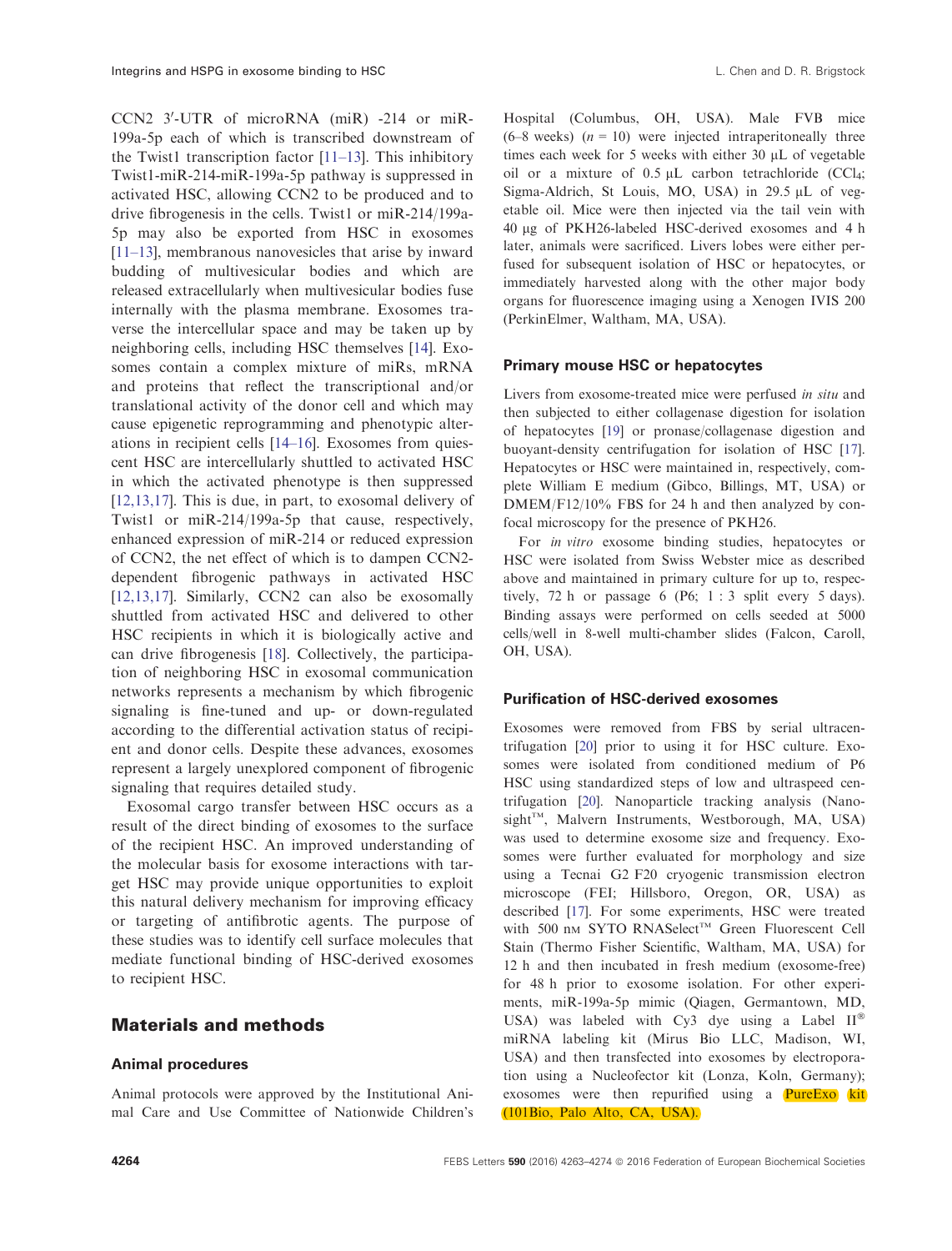CCN2 3′-UTR of microRNA (miR) -214 or miR-199a-5p each of which is transcribed downstream of the Twist1 transcription factor [11–13]. This inhibitory Twist1-miR-214-miR-199a-5p pathway is suppressed in activated HSC, allowing CCN2 to be produced and to drive fibrogenesis in the cells. Twist1 or miR-214/199a-5p may also be exported from HSC in exosomes [11–13], membranous nanovesicles that arise by inward budding of multivesicular bodies and which are released extracellularly when multivesicular bodies fuse internally with the plasma membrane. Exosomes traverse the intercellular space and may be taken up by neighboring cells, including HSC themselves [14]. Exosomes contain a complex mixture of miRs, mRNA and proteins that reflect the transcriptional and/or translational activity of the donor cell and which may cause epigenetic reprogramming and phenotypic alterations in recipient cells [14–16]. Exosomes from quiescent HSC are intercellularly shuttled to activated HSC in which the activated phenotype is then suppressed [12,13,17]. This is due, in part, to exosomal delivery of Twist1 or miR-214/199a-5p that cause, respectively, enhanced expression of miR-214 or reduced expression of CCN2, the net effect of which is to dampen CCN2-dependent fibrogenic pathways in activated HSC [12,13,17]. Similarly, CCN2 can also be exosomally shuttled from activated HSC and delivered to other HSC recipients in which it is biologically active and can drive fibrogenesis [18]. Collectively, the participation of neighboring HSC in exosomal communication networks represents a mechanism by which fibrogenic signaling is fine-tuned and up- or down-regulated according to the differential activation status of recipient and donor cells. Despite these advances, exosomes represent a largely unexplored component of fibrogenic signaling that requires detailed study.

Exosomal cargo transfer between HSC occurs as a result of the direct binding of exosomes to the surface of the recipient HSC. An improved understanding of the molecular basis for exosome interactions with target HSC may provide unique opportunities to exploit this natural delivery mechanism for improving efficacy or targeting of antifibrotic agents. The purpose of these studies was to identify cell surface molecules that mediate functional binding of HSC-derived exosomes to recipient HSC.

## Materials and methods

### Animal procedures

Animal protocols were approved by the Institutional Animal Care and Use Committee of Nationwide Children's Hospital (Columbus, OH, USA). Male FVB mice (6–8 weeks) ($n = 10$) were injected intraperitoneally three times each week for 5 weeks with either 30 μL of vegetable oil or a mixture of 0.5 μL carbon tetrachloride ($CCl_4$; Sigma-Aldrich, St Louis, MO, USA) in 29.5 μL of vegetable oil. Mice were then injected via the tail vein with 40 μg of PKH26-labeled HSC-derived exosomes and 4 h later, animals were sacrificed. Livers lobes were either perfused for subsequent isolation of HSC or hepatocytes, or immediately harvested along with the other major body organs for fluorescence imaging using a Xenogen IVIS 200 (PerkinElmer, Waltham, MA, USA).

### Primary mouse HSC or hepatocytes

Livers from exosome-treated mice were perfused *in situ* and then subjected to either collagenase digestion for isolation of hepatocytes [19] or pronase/collagenase digestion and buoyant-density centrifugation for isolation of HSC [17]. Hepatocytes or HSC were maintained in, respectively, complete William E medium (Gibco, Billings, MT, USA) or DMEM/F12/10% FBS for 24 h and then analyzed by confocal microscopy for the presence of PKH26.

For *in vitro* exosome binding studies, hepatocytes or HSC were isolated from Swiss Webster mice as described above and maintained in primary culture for up to, respectively, 72 h or passage 6 (P6; 1 : 3 split every 5 days). Binding assays were performed on cells seeded at 5000 cells/well in 8-well multi-chamber slides (Falcon, Caroll, OH, USA).

### Purification of HSC-derived exosomes

Exosomes were removed from FBS by serial ultracentrifugation [20] prior to using it for HSC culture. Exosomes were isolated from conditioned medium of P6 HSC using standardized steps of low and ultraspeed centrifugation [20]. Nanoparticle tracking analysis (Nanosight™, Malvern Instruments, Westborough, MA, USA) was used to determine exosome size and frequency. Exosomes were further evaluated for morphology and size using a Tecnai G2 F20 cryogenic transmission electron microscope (FEI; Hillsboro, Oregon, OR, USA) as described [17]. For some experiments, HSC were treated with 500 nM SYTO RNASelect™ Green Fluorescent Cell Stain (Thermo Fisher Scientific, Waltham, MA, USA) for 12 h and then incubated in fresh medium (exosome-free) for 48 h prior to exosome isolation. For other experiments, miR-199a-5p mimic (Qiagen, Germantown, MD, USA) was labeled with Cy3 dye using a Label IT® miRNA labeling kit (Mirus Bio LLC, Madison, WI, USA) and then transfected into exosomes by electroporation using a Nucleofector kit (Lonza, Koln, Germany); exosomes were then repurified using a PureExo kit (101Bio, Palo Alto, CA, USA).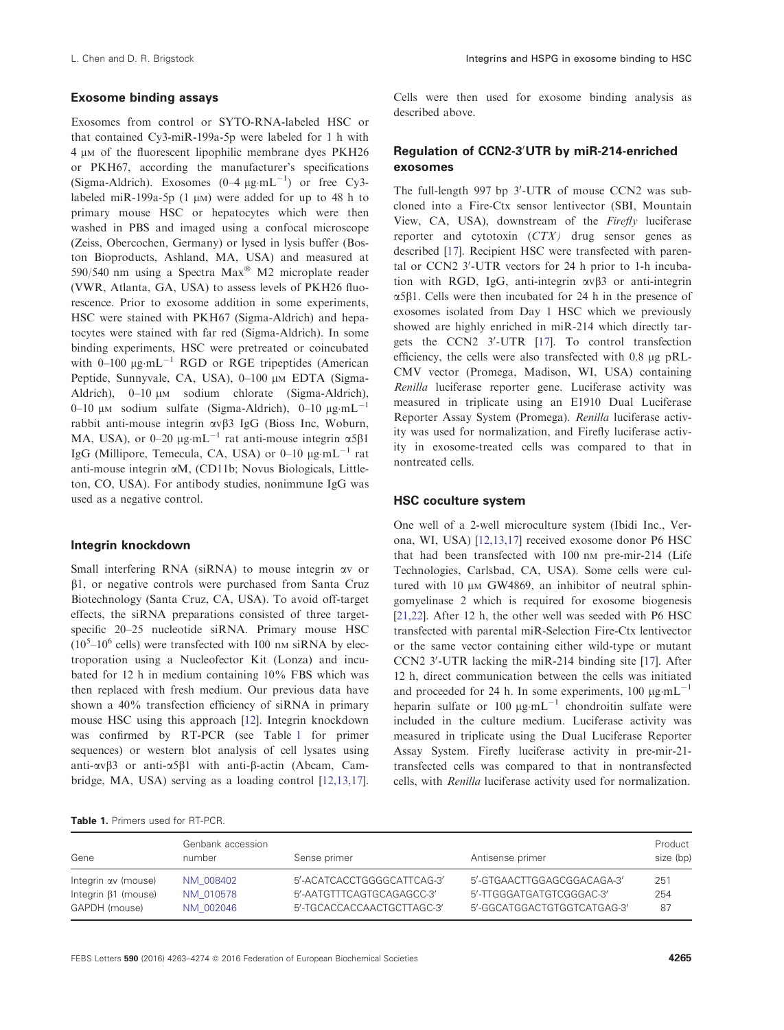### Exosome binding assays

Exosomes from control or SYTO-RNA-labeled HSC or that contained Cy3-miR-199a-5p were labeled for 1 h with 4 μM of the fluorescent lipophilic membrane dyes PKH26 or PKH67, according the manufacturer's specifications (Sigma-Aldrich). Exosomes (0–4 $\mu g \cdot mL^{-1}$) or free Cy3-labeled miR-199a-5p (1 μM) were added for up to 48 h to primary mouse HSC or hepatocytes which were then washed in PBS and imaged using a confocal microscope (Zeiss, Obercochen, Germany) or lysed in lysis buffer (Boston Bioproducts, Ashland, MA, USA) and measured at 590/540 nm using a Spectra Max® M2 microplate reader (VWR, Atlanta, GA, USA) to assess levels of PKH26 fluorescence. Prior to exosome addition in some experiments, HSC were stained with PKH67 (Sigma-Aldrich) and hepatocytes were stained with far red (Sigma-Aldrich). In some binding experiments, HSC were pretreated or coincubated with 0–100 $\mu g \cdot mL^{-1}$ RGD or RGE tripeptides (American Peptide, Sunnyvale, CA, USA), 0–100 μM EDTA (Sigma-Aldrich), 0–10 μM sodium chlorate (Sigma-Aldrich), 0–10 μM sodium sulfate (Sigma-Aldrich), 0–10 $\mu g \cdot mL^{-1}$ rabbit anti-mouse integrin $\alpha v\beta 3$ IgG (Bioss Inc, Woburn, MA, USA), or 0–20 $\mu g \cdot mL^{-1}$ rat anti-mouse integrin $\alpha 5\beta 1$ IgG (Millipore, Temecula, CA, USA) or 0–10 $\mu g \cdot mL^{-1}$ rat anti-mouse integrin αM, (CD11b; Novus Biologicals, Littleton, CO, USA). For antibody studies, nonimmune IgG was used as a negative control.

### Integrin knockdown

Small interfering RNA (siRNA) to mouse integrin αv or β1, or negative controls were purchased from Santa Cruz Biotechnology (Santa Cruz, CA, USA). To avoid off-target effects, the siRNA preparations consisted of three target-specific 20–25 nucleotide siRNA. Primary mouse HSC ($10^5$–$10^6$ cells) were transfected with 100 nM siRNA by electroporation using a Nucleofector Kit (Lonza) and incubated for 12 h in medium containing 10% FBS which was then replaced with fresh medium. Our previous data have shown a 40% transfection efficiency of siRNA in primary mouse HSC using this approach [12]. Integrin knockdown was confirmed by RT-PCR (see Table 1 for primer sequences) or western blot analysis of cell lysates using anti-$\alpha v\beta 3$ or anti-$\alpha 5\beta 1$ with anti-β-actin (Abcam, Cambridge, MA, USA) serving as a loading control [12,13,17]. Cells were then used for exosome binding analysis as described above.

### Regulation of CCN2-3′UTR by miR-214-enriched exosomes

The full-length 997 bp 3′-UTR of mouse CCN2 was subcloned into a Fire-Ctx sensor lentivector (SBI, Mountain View, CA, USA), downstream of the *Firefly* luciferase reporter and cytotoxin (*CTX*) drug sensor genes as described [17]. Recipient HSC were transfected with parental or CCN2 3′-UTR vectors for 24 h prior to 1-h incubation with RGD, IgG, anti-integrin $\alpha v\beta 3$ or anti-integrin $\alpha 5\beta 1$. Cells were then incubated for 24 h in the presence of exosomes isolated from Day 1 HSC which we previously showed are highly enriched in miR-214 which directly targets the CCN2 3′-UTR [17]. To control transfection efficiency, the cells were also transfected with 0.8 μg pRL-CMV vector (Promega, Madison, WI, USA) containing *Renilla* luciferase reporter gene. Luciferase activity was measured in triplicate using an E1910 Dual Luciferase Reporter Assay System (Promega). *Renilla* luciferase activity was used for normalization, and Firefly luciferase activity in exosome-treated cells was compared to that in nontreated cells.

### HSC coculture system

One well of a 2-well microculture system (Ibidi Inc., Verona, WI, USA) [12,13,17] received exosome donor P6 HSC that had been transfected with 100 nM pre-mir-214 (Life Technologies, Carlsbad, CA, USA). Some cells were cultured with 10 μM GW4869, an inhibitor of neutral sphingomyelinase 2 which is required for exosome biogenesis [21,22]. After 12 h, the other well was seeded with P6 HSC transfected with parental miR-Selection Fire-Ctx lentivector or the same vector containing either wild-type or mutant CCN2 3′-UTR lacking the miR-214 binding site [17]. After 12 h, direct communication between the cells was initiated and proceeded for 24 h. In some experiments, 100 $\mu g \cdot mL^{-1}$ heparin sulfate or 100 $\mu g \cdot mL^{-1}$ chondroitin sulfate were included in the culture medium. Luciferase activity was measured in triplicate using the Dual Luciferase Reporter Assay System. Firefly luciferase activity in pre-mir-21-transfected cells was compared to that in nontransfected cells, with *Renilla* luciferase activity used for normalization.

**Table 1.** Primers used for RT-PCR.

| Gene | Genbank accession number | Sense primer | Antisense primer | Product size (bp) |
|---|---|---|---|---|
| Integrin αv (mouse) | NM_008402 | 5′-ACATCACCTGGGGCATTCAG-3′ | 5′-GTGAACTTGGAGCGGACAGA-3′ | 251 |
| Integrin β1 (mouse) | NM_010578 | 5′-AATGTTTCAGTGCAGAGCC-3′ | 5′-TTGGGATGATGTCGGGAC-3′ | 254 |
| GAPDH (mouse) | NM_002046 | 5′-TGCACCACCAACTGCTTAGC-3′ | 5′-GGCATGGACTGTGGTCATGAG-3′ | 87 |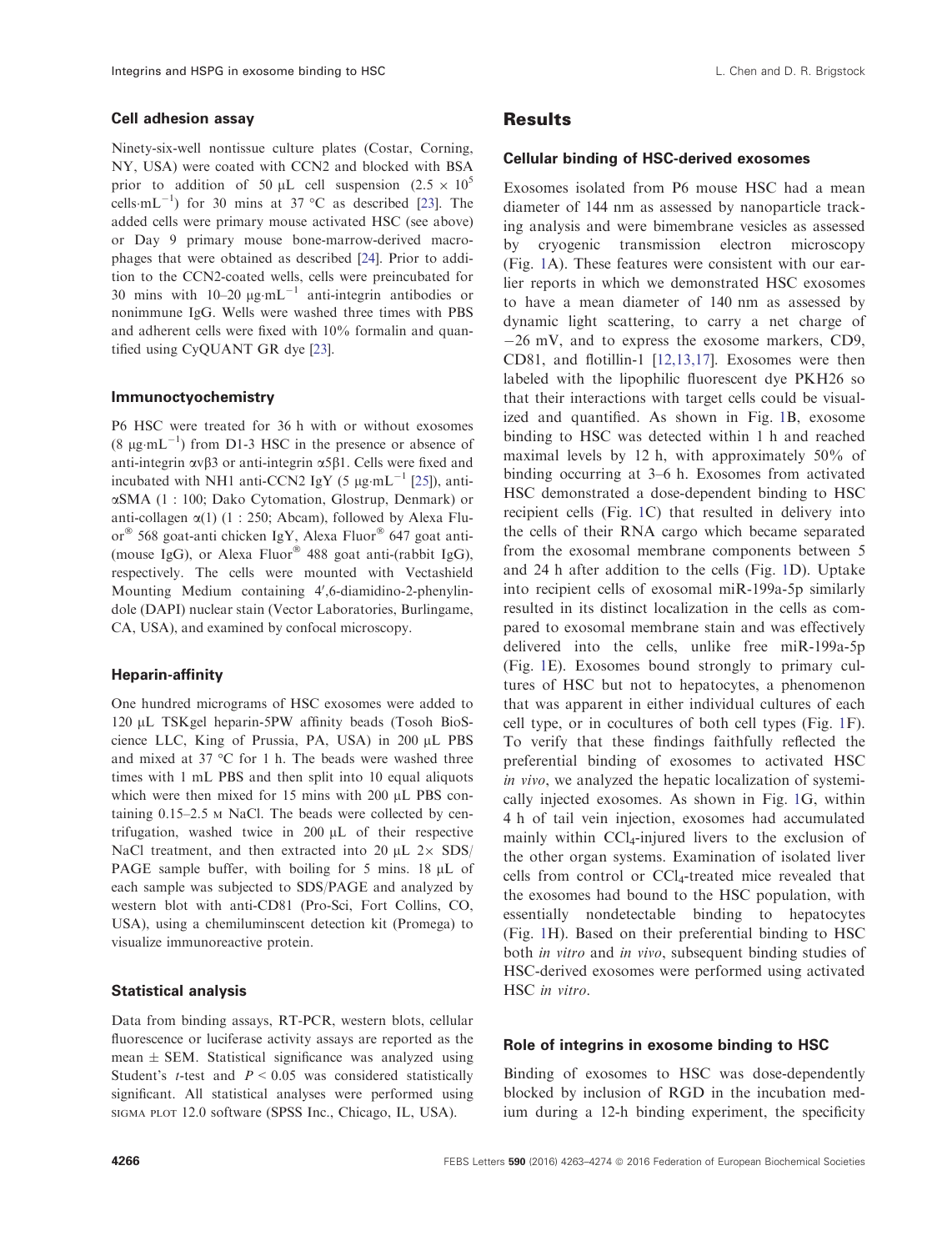### Cell adhesion assay

Ninety-six-well nontissue culture plates (Costar, Corning, NY, USA) were coated with CCN2 and blocked with BSA prior to addition of 50 μL cell suspension ($2.5 \times 10^5$ cells·mL$^{-1}$) for 30 mins at 37 °C as described [23]. The added cells were primary mouse activated HSC (see above) or Day 9 primary mouse bone-marrow-derived macrophages that were obtained as described [24]. Prior to addition to the CCN2-coated wells, cells were preincubated for 30 mins with 10–20 μg·mL$^{-1}$ anti-integrin antibodies or nonimmune IgG. Wells were washed three times with PBS and adherent cells were fixed with 10% formalin and quantified using CyQUANT GR dye [23].

### Immunoctyochemistry

P6 HSC were treated for 36 h with or without exosomes (8 μg·mL$^{-1}$) from D1-3 HSC in the presence or absence of anti-integrin αvβ3 or anti-integrin α5β1. Cells were fixed and incubated with NH1 anti-CCN2 IgY (5 μg·mL$^{-1}$ [25]), anti-αSMA (1 : 100; Dako Cytomation, Glostrup, Denmark) or anti-collagen α(1) (1 : 250; Abcam), followed by Alexa Fluor® 568 goat-anti chicken IgY, Alexa Fluor® 647 goat anti-(mouse IgG), or Alexa Fluor® 488 goat anti-(rabbit IgG), respectively. The cells were mounted with Vectashield Mounting Medium containing 4′,6-diamidino-2-phenylindole (DAPI) nuclear stain (Vector Laboratories, Burlingame, CA, USA), and examined by confocal microscopy.

### Heparin-affinity

One hundred micrograms of HSC exosomes were added to 120 μL TSKgel heparin-5PW affinity beads (Tosoh BioScience LLC, King of Prussia, PA, USA) in 200 μL PBS and mixed at 37 °C for 1 h. The beads were washed three times with 1 mL PBS and then split into 10 equal aliquots which were then mixed for 15 mins with 200 μL PBS containing 0.15–2.5 M NaCl. The beads were collected by centrifugation, washed twice in 200 μL of their respective NaCl treatment, and then extracted into 20 μL 2× SDS/PAGE sample buffer, with boiling for 5 mins. 18 μL of each sample was subjected to SDS/PAGE and analyzed by western blot with anti-CD81 (Pro-Sci, Fort Collins, CO, USA), using a chemiluminscent detection kit (Promega) to visualize immunoreactive protein.

### Statistical analysis

Data from binding assays, RT-PCR, western blots, cellular fluorescence or luciferase activity assays are reported as the mean ± SEM. Statistical significance was analyzed using Student's *t*-test and $P < 0.05$ was considered statistically significant. All statistical analyses were performed using SIGMA PLOT 12.0 software (SPSS Inc., Chicago, IL, USA).

## Results

### Cellular binding of HSC-derived exosomes

Exosomes isolated from P6 mouse HSC had a mean diameter of 144 nm as assessed by nanoparticle tracking analysis and were bimembrane vesicles as assessed by cryogenic transmission electron microscopy (Fig. 1A). These features were consistent with our earlier reports in which we demonstrated HSC exosomes to have a mean diameter of 140 nm as assessed by dynamic light scattering, to carry a net charge of −26 mV, and to express the exosome markers, CD9, CD81, and flotillin-1 [12,13,17]. Exosomes were then labeled with the lipophilic fluorescent dye PKH26 so that their interactions with target cells could be visualized and quantified. As shown in Fig. 1B, exosome binding to HSC was detected within 1 h and reached maximal levels by 12 h, with approximately 50% of binding occurring at 3–6 h. Exosomes from activated HSC demonstrated a dose-dependent binding to HSC recipient cells (Fig. 1C) that resulted in delivery into the cells of their RNA cargo which became separated from the exosomal membrane components between 5 and 24 h after addition to the cells (Fig. 1D). Uptake into recipient cells of exosomal miR-199a-5p similarly resulted in its distinct localization in the cells as compared to exosomal membrane stain and was effectively delivered into the cells, unlike free miR-199a-5p (Fig. 1E). Exosomes bound strongly to primary cultures of HSC but not to hepatocytes, a phenomenon that was apparent in either individual cultures of each cell type, or in cocultures of both cell types (Fig. 1F). To verify that these findings faithfully reflected the preferential binding of exosomes to activated HSC *in vivo*, we analyzed the hepatic localization of systemically injected exosomes. As shown in Fig. 1G, within 4 h of tail vein injection, exosomes had accumulated mainly within $CCl_4$-injured livers to the exclusion of the other organ systems. Examination of isolated liver cells from control or $CCl_4$-treated mice revealed that the exosomes had bound to the HSC population, with essentially nondetectable binding to hepatocytes (Fig. 1H). Based on their preferential binding to HSC both *in vitro* and *in vivo*, subsequent binding studies of HSC-derived exosomes were performed using activated HSC *in vitro*.

### Role of integrins in exosome binding to HSC

Binding of exosomes to HSC was dose-dependently blocked by inclusion of RGD in the incubation medium during a 12-h binding experiment, the specificity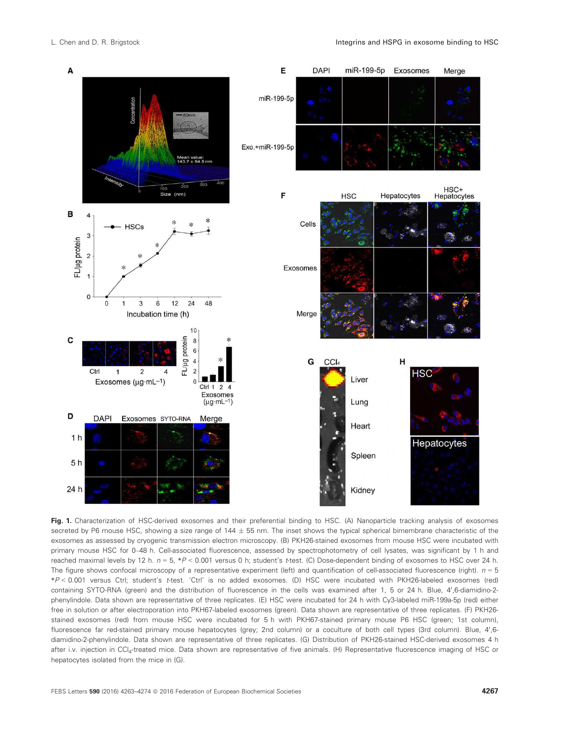**Fig. 1.** Characterization of HSC-derived exosomes and their preferential binding to HSC. (A) Nanoparticle tracking analysis of exosomes secreted by P6 mouse HSC, showing a size range of 144 ± 55 nm. The inset shows the typical spherical bimembrane characteristic of the exosomes as assessed by cryogenic transmission electron microscopy. (B) PKH26-stained exosomes from mouse HSC were incubated with primary mouse HSC for 0–48 h. Cell-associated fluorescence, assessed by spectrophotometry of cell lysates, was significant by 1 h and reached maximal levels by 12 h. $n = 5$, $*P < 0.001$ versus 0 h; student's *t*-test. (C) Dose-dependent binding of exosomes to HSC over 24 h. The figure shows confocal microscopy of a representative experiment (left) and quantification of cell-associated fluorescence (right). $n = 5$ $*P < 0.001$ versus Ctrl; student's *t*-test. 'Ctrl' is no added exosomes. (D) HSC were incubated with PKH26-labeled exosomes (red) containing SYTO-RNA (green) and the distribution of fluorescence in the cells was examined after 1, 5 or 24 h. Blue, 4′,6-diamidino-2-phenylindole. Data shown are representative of three replicates. (E) HSC were incubated for 24 h with Cy3-labeled miR-199a-5p (red) either free in solution or after electroporation into PKH67-labeled exosomes (green). Data shown are representative of three replicates. (F) PKH26-stained exosomes (red) from mouse HSC were incubated for 5 h with PKH67-stained primary mouse P6 HSC (green; 1st column), fluorescence far red-stained primary mouse hepatocytes (grey; 2nd column) or a coculture of both cell types (3rd column). Blue, 4′,6-diamidino-2-phenylindole. Data shown are representative of three replicates. (G) Distribution of PKH26-stained HSC-derived exosomes 4 h after i.v. injection in $CCl_4$-treated mice. Data shown are representative of five animals. (H) Representative fluorescence imaging of HSC or hepatocytes isolated from the mice in (G).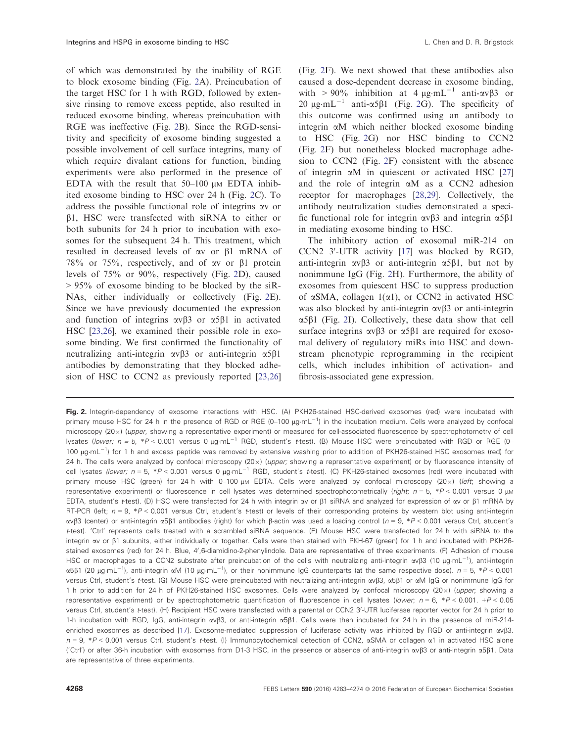of which was demonstrated by the inability of RGE to block exosome binding (Fig. 2A). Preincubation of the target HSC for 1 h with RGD, followed by extensive rinsing to remove excess peptide, also resulted in reduced exosome binding, whereas preincubation with RGE was ineffective (Fig. 2B). Since the RGD-sensitivity and specificity of exosome binding suggested a possible involvement of cell surface integrins, many of which require divalant cations for function, binding experiments were also performed in the presence of EDTA with the result that 50–100 μM EDTA inhibited exosome binding to HSC over 24 h (Fig. 2C). To address the possible functional role of integrins αv or β1, HSC were transfected with siRNA to either or both subunits for 24 h prior to incubation with exosomes for the subsequent 24 h. This treatment, which resulted in decreased levels of αv or β1 mRNA of 78% or 75%, respectively, and of αv or β1 protein levels of 75% or 90%, respectively (Fig. 2D), caused > 95% of exosome binding to be blocked by the siRNAs, either individually or collectively (Fig. 2E). Since we have previously documented the expression and function of integrins αvβ3 or α5β1 in activated HSC [23,26], we examined their possible role in exosome binding. We first confirmed the functionality of neutralizing anti-integrin αvβ3 or anti-integrin α5β1 antibodies by demonstrating that they blocked adhesion of HSC to CCN2 as previously reported [23,26] (Fig. 2F). We next showed that these antibodies also caused a dose-dependent decrease in exosome binding, with > 90% inhibition at 4 μg·mL$^{-1}$ anti-αvβ3 or 20 μg·mL$^{-1}$ anti-α5β1 (Fig. 2G). The specificity of this outcome was confirmed using an antibody to integrin αM which neither blocked exosome binding to HSC (Fig. 2G) nor HSC binding to CCN2 (Fig. 2F) but nonetheless blocked macrophage adhesion to CCN2 (Fig. 2F) consistent with the absence of integrin αM in quiescent or activated HSC [27] and the role of integrin αM as a CCN2 adhesion receptor for macrophages [28,29]. Collectively, the antibody neutralization studies demonstrated a specific functional role for integrin αvβ3 and integrin α5β1 in mediating exosome binding to HSC.

The inhibitory action of exosomal miR-214 on CCN2 3′-UTR activity [17] was blocked by RGD, anti-integrin αvβ3 or anti-integrin α5β1, but not by nonimmune IgG (Fig. 2H). Furthermore, the ability of exosomes from quiescent HSC to suppress production of αSMA, collagen 1(α1), or CCN2 in activated HSC was also blocked by anti-integrin αvβ3 or anti-integrin α5β1 (Fig. 2I). Collectively, these data show that cell surface integrins αvβ3 or α5β1 are required for exosomal delivery of regulatory miRs into HSC and downstream phenotypic reprogramming in the recipient cells, which includes inhibition of activation- and fibrosis-associated gene expression.

**Fig. 2.** Integrin-dependency of exosome interactions with HSC. (A) PKH26-stained HSC-derived exosomes (red) were incubated with primary mouse HSC for 24 h in the presence of RGD or RGE (0–100 μg·mL$^{-1}$) in the incubation medium. Cells were analyzed by confocal microscopy (20×) (*upper*, showing a representative experiment) or measured for cell-associated fluorescence by spectrophotometry of cell lysates (*lower*; $n = 5$, $*P < 0.001$ versus 0 μg·mL$^{-1}$ RGD, student's *t*-test). (B) Mouse HSC were preincubated with RGD or RGE (0–100 μg·mL$^{-1}$) for 1 h and excess peptide was removed by extensive washing prior to addition of PKH26-stained HSC exosomes (red) for 24 h. The cells were analyzed by confocal microscopy (20×) (*upper; showing a representative experiment*) or by fluorescence intensity of cell lysates (*lower*; $n = 5$, $*P < 0.001$ versus 0 μg·mL$^{-1}$ RGD, student's *t*-test). (C) PKH26-stained exosomes (red) were incubated with primary mouse HSC (green) for 24 h with 0–100 μM EDTA. Cells were analyzed by confocal microscopy (20×) (*left*; showing a representative experiment) or fluorescence in cell lysates was determined spectrophotometrically (*right*; $n = 5$, $*P < 0.001$ versus 0 μM EDTA, student's *t*-test). (D) HSC were transfected for 24 h with integrin αv or β1 siRNA and analyzed for expression of αv or β1 mRNA by RT-PCR (left; $n = 9$, $*P < 0.001$ versus Ctrl, student's *t*-test) or levels of their corresponding proteins by western blot using anti-integrin αvβ3 (center) or anti-integrin α5β1 antibodies (right) for which β-actin was used a loading control ($n = 9$, $*P < 0.001$ versus Ctrl, student's *t*-test). 'Ctrl' represents cells treated with a scrambled siRNA sequence. (E) Mouse HSC were transfected for 24 h with siRNA to the integrin αv or β1 subunits, either individually or together. Cells were then stained with PKH-67 (green) for 1 h and incubated with PKH26-stained exosomes (red) for 24 h. Blue, 4′,6-diamidino-2-phenylindole. Data are representative of three experiments. (F) Adhesion of mouse HSC or macrophages to a CCN2 substrate after preincubation of the cells with neutralizing anti-integrin αvβ3 (10 μg·mL$^{-1}$), anti-integrin α5β1 (20 μg·mL$^{-1}$), anti-integrin αM (10 μg·mL$^{-1}$), or their nonimmune IgG counterparts (at the same respective dose). $n = 5$, $*P < 0.001$ versus Ctrl, student's *t*-test. (G) Mouse HSC were preincubated with neutralizing anti-integrin αvβ3, α5β1 or αM IgG or nonimmune IgG for 1 h prior to addition for 24 h of PKH26-stained HSC exosomes. Cells were analyzed by confocal microscopy (20×) (*upper*, showing a representative experiment) or by spectrophotometric quantification of fluorescence in cell lysates (*lower*; $n = 6$, $*P < 0.001$. $+P < 0.05$ versus Ctrl, student's *t*-test). (H) Recipient HSC were transfected with a parental or CCN2 3′-UTR luciferase reporter vector for 24 h prior to 1-h incubation with RGD, IgG, anti-integrin αvβ3, or anti-integrin α5β1. Cells were then incubated for 24 h in the presence of miR-214-enriched exosomes as described [17]. Exosome-mediated suppression of luciferase activity was inhibited by RGD or anti-integrin αvβ3. $n = 9$, $*P < 0.001$ versus Ctrl, student's *t*-test. (I) Immunocytochemical detection of CCN2, αSMA or collagen α1 in activated HSC alone ('Ctrl') or after 36-h incubation with exosomes from D1-3 HSC, in the presence or absence of anti-integrin αvβ3 or anti-integrin α5β1. Data are representative of three experiments.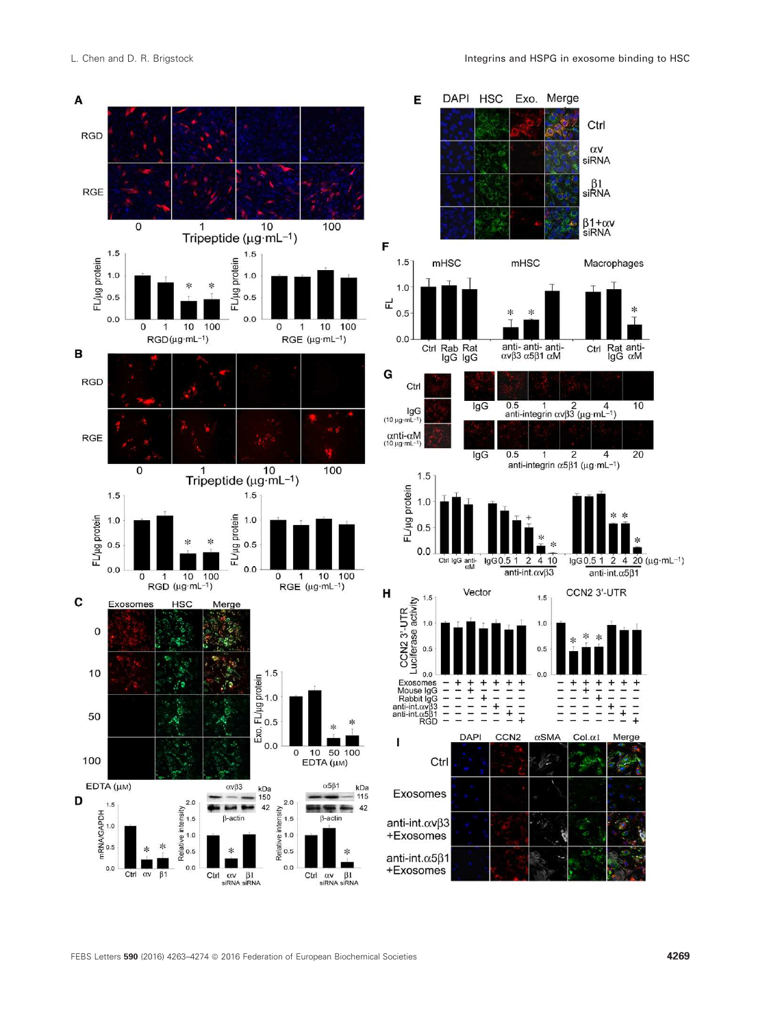A

RGD

RGE

0 1 10 100

Tripeptide (μg·mL−1)

FL/μg protein

RGD (μg·mL−1)

RGE (μg·mL−1)

B

RGD

RGE

0 1 10 100

Tripeptide (μg·mL−1)

FL/μg protein

RGD (μg·mL−1)

RGE (μg·mL−1)

C

Exosomes HSC Merge

0

10

50

100

EDTA (μM)

Exo. FL/μg protein

0 10 50 100

EDTA (μM)

D

mRNA/GAPDH

Ctrl αv β1

αvβ3 kDa 150 42

β-actin

Relative intensity

Ctrl αv siRNA β1 siRNA

α5β1 kDa 115 42

β-actin

Relative intensity

Ctrl αv siRNA β1 siRNA

E

DAPI HSC Exo. Merge

Ctrl

αv siRNA

β1 siRNA

β1+αv siRNA

F

mHSC mHSC Macrophages

FL

Ctrl Rab IgG Rat IgG anti-αvβ3 anti-α5β1 anti-αM Ctrl Rat IgG anti-αM

G

Ctrl

IgG (10 μg·mL−1)

anti-αM (10 μg·mL−1)

IgG 0.5 1 2 4 10

anti-integrin αvβ3 (μg·mL−1)

IgG 0.5 1 2 4 20

anti-integrin α5β1 (μg·mL−1)

FL/μg protein

Ctrl IgG anti-αM IgG 0.5 1 2 4 10 IgG 0.5 1 2 4 20 (μg·mL−1)

anti-int.αvβ3 anti-int.α5β1

H

Vector CCN2 3′-UTR

CCN2 3′-UTR Luciferase activity

Exosomes

Mouse IgG

Rabbit IgG

anti-int.αvβ3

anti-int.α5β1

RGD

I

DAPI CCN2 αSMA Col.α1 Merge

Ctrl

Exosomes

anti-int.αvβ3 +Exosomes

anti-int.α5β1 +Exosomes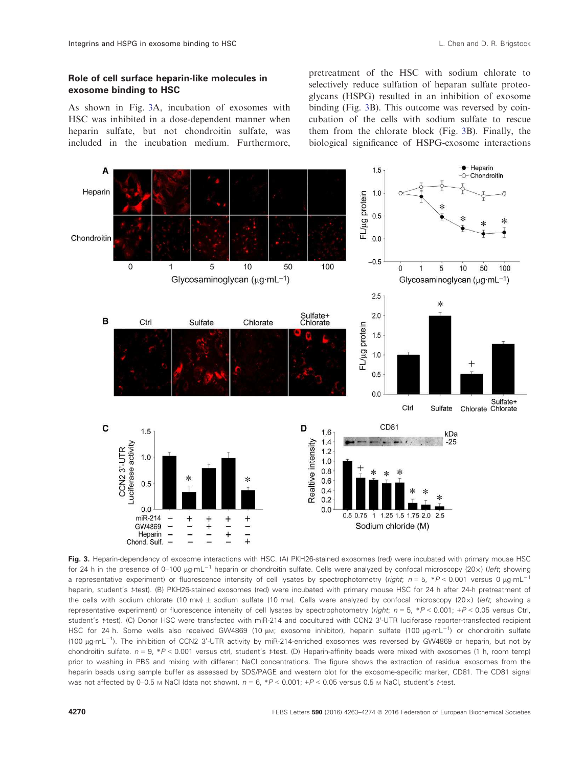## Role of cell surface heparin-like molecules in exosome binding to HSC

As shown in Fig. 3A, incubation of exosomes with HSC was inhibited in a dose-dependent manner when heparin sulfate, but not chondroitin sulfate, was included in the incubation medium. Furthermore, pretreatment of the HSC with sodium chlorate to selectively reduce sulfation of heparan sulfate proteoglycans (HSPG) resulted in an inhibition of exosome binding (Fig. 3B). This outcome was reversed by coincubation of the cells with sodium sulfate to rescue them from the chlorate block (Fig. 3B). Finally, the biological significance of HSPG-exosome interactions

**Fig. 3.** Heparin-dependency of exosome interactions with HSC. (A) PKH26-stained exosomes (red) were incubated with primary mouse HSC for 24 h in the presence of 0–100 μg·mL$^{-1}$ heparin or chondroitin sulfate. Cells were analyzed by confocal microscopy (20×) (*left*; showing a representative experiment) or fluorescence intensity of cell lysates by spectrophotometry (*right*; $n = 5$, $*P < 0.001$ versus 0 μg·mL$^{-1}$ heparin, student's *t*-test). (B) PKH26-stained exosomes (red) were incubated with primary mouse HSC for 24 h after 24-h pretreatment of the cells with sodium chlorate (10 mM) ± sodium sulfate (10 mM). Cells were analyzed by confocal microscopy (20×) (*left*; showing a representative experiment) or fluorescence intensity of cell lysates by spectrophotometry (*right*; $n = 5$, $*P < 0.001$; $+P < 0.05$ versus Ctrl, student's *t*-test). (C) Donor HSC were transfected with miR-214 and cocultured with CCN2 3′-UTR luciferase reporter-transfected recipient HSC for 24 h. Some wells also received GW4869 (10 μM; exosome inhibitor), heparin sulfate (100 μg·mL$^{-1}$) or chondroitin sulfate (100 μg·mL$^{-1}$). The inhibition of CCN2 3′-UTR activity by miR-214-enriched exosomes was reversed by GW4869 or heparin, but not by chondroitin sulfate. $n = 9$, $*P < 0.001$ versus ctrl, student's *t*-test. (D) Heparin-affinity beads were mixed with exosomes (1 h, room temp) prior to washing in PBS and mixing with different NaCl concentrations. The figure shows the extraction of residual exosomes from the heparin beads using sample buffer as assessed by SDS/PAGE and western blot for the exosome-specific marker, CD81. The CD81 signal was not affected by 0–0.5 M NaCl (data not shown). $n = 6$, $*P < 0.001$; $+P < 0.05$ versus 0.5 M NaCl, student's *t*-test.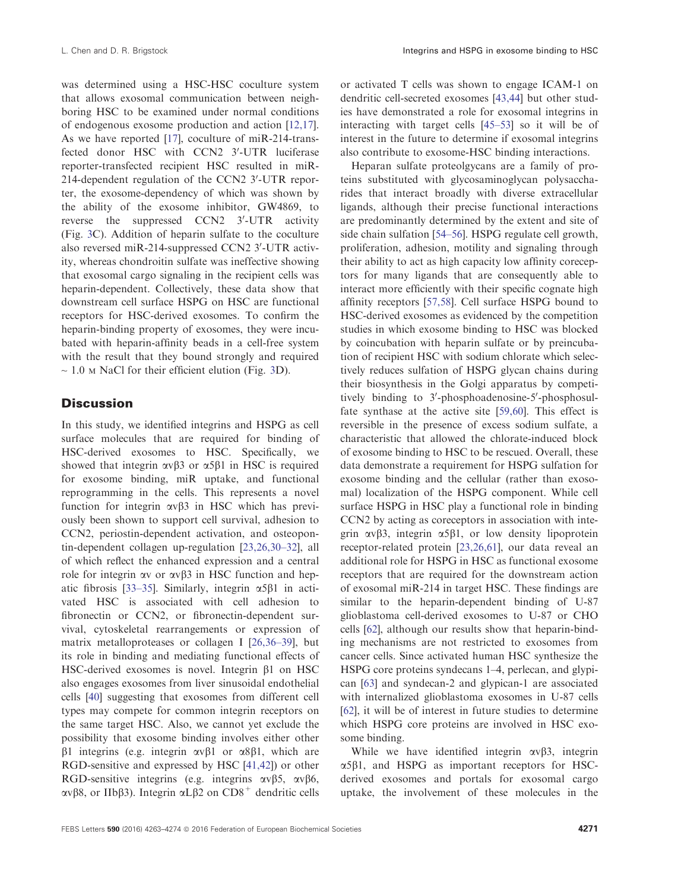was determined using a HSC-HSC coculture system that allows exosomal communication between neighboring HSC to be examined under normal conditions of endogenous exosome production and action [12,17]. As we have reported [17], coculture of miR-214-transfected donor HSC with CCN2 3′-UTR luciferase reporter-transfected recipient HSC resulted in miR-214-dependent regulation of the CCN2 3′-UTR reporter, the exosome-dependency of which was shown by the ability of the exosome inhibitor, GW4869, to reverse the suppressed CCN2 3′-UTR activity (Fig. 3C). Addition of heparin sulfate to the coculture also reversed miR-214-suppressed CCN2 3′-UTR activity, whereas chondroitin sulfate was ineffective showing that exosomal cargo signaling in the recipient cells was heparin-dependent. Collectively, these data show that downstream cell surface HSPG on HSC are functional receptors for HSC-derived exosomes. To confirm the heparin-binding property of exosomes, they were incubated with heparin-affinity beads in a cell-free system with the result that they bound strongly and required ~ 1.0 M NaCl for their efficient elution (Fig. 3D).

## Discussion

In this study, we identified integrins and HSPG as cell surface molecules that are required for binding of HSC-derived exosomes to HSC. Specifically, we showed that integrin αvβ3 or α5β1 in HSC is required for exosome binding, miR uptake, and functional reprogramming in the cells. This represents a novel function for integrin αvβ3 in HSC which has previously been shown to support cell survival, adhesion to CCN2, periostin-dependent activation, and osteopontin-dependent collagen up-regulation [23,26,30–32], all of which reflect the enhanced expression and a central role for integrin αv or αvβ3 in HSC function and hepatic fibrosis [33–35]. Similarly, integrin α5β1 in activated HSC is associated with cell adhesion to fibronectin or CCN2, or fibronectin-dependent survival, cytoskeletal rearrangements or expression of matrix metalloproteases or collagen I [26,36–39], but its role in binding and mediating functional effects of HSC-derived exosomes is novel. Integrin β1 on HSC also engages exosomes from liver sinusoidal endothelial cells [40] suggesting that exosomes from different cell types may compete for common integrin receptors on the same target HSC. Also, we cannot yet exclude the possibility that exosome binding involves either other β1 integrins (e.g. integrin αvβ1 or α8β1, which are RGD-sensitive and expressed by HSC [41,42]) or other RGD-sensitive integrins (e.g. integrins αvβ5, αvβ6, αvβ8, or IIbβ3). Integrin αLβ2 on CD8$^{+}$ dendritic cells or activated T cells was shown to engage ICAM-1 on dendritic cell-secreted exosomes [43,44] but other studies have demonstrated a role for exosomal integrins in interacting with target cells [45–53] so it will be of interest in the future to determine if exosomal integrins also contribute to exosome-HSC binding interactions.

Heparan sulfate proteolgycans are a family of proteins substituted with glycosaminoglycan polysaccharides that interact broadly with diverse extracellular ligands, although their precise functional interactions are predominantly determined by the extent and site of side chain sulfation [54–56]. HSPG regulate cell growth, proliferation, adhesion, motility and signaling through their ability to act as high capacity low affinity coreceptors for many ligands that are consequently able to interact more efficiently with their specific cognate high affinity receptors [57,58]. Cell surface HSPG bound to HSC-derived exosomes as evidenced by the competition studies in which exosome binding to HSC was blocked by coincubation with heparin sulfate or by preincubation of recipient HSC with sodium chlorate which selectively reduces sulfation of HSPG glycan chains during their biosynthesis in the Golgi apparatus by competitively binding to 3′-phosphoadenosine-5′-phosphosulfate synthase at the active site [59,60]. This effect is reversible in the presence of excess sodium sulfate, a characteristic that allowed the chlorate-induced block of exosome binding to HSC to be rescued. Overall, these data demonstrate a requirement for HSPG sulfation for exosome binding and the cellular (rather than exosomal) localization of the HSPG component. While cell surface HSPG in HSC play a functional role in binding CCN2 by acting as coreceptors in association with integrin αvβ3, integrin α5β1, or low density lipoprotein receptor-related protein [23,26,61], our data reveal an additional role for HSPG in HSC as functional exosome receptors that are required for the downstream action of exosomal miR-214 in target HSC. These findings are similar to the heparin-dependent binding of U-87 glioblastoma cell-derived exosomes to U-87 or CHO cells [62], although our results show that heparin-binding mechanisms are not restricted to exosomes from cancer cells. Since activated human HSC synthesize the HSPG core proteins syndecans 1–4, perlecan, and glypican [63] and syndecan-2 and glypican-1 are associated with internalized glioblastoma exosomes in U-87 cells [62], it will be of interest in future studies to determine which HSPG core proteins are involved in HSC exosome binding.

While we have identified integrin αvβ3, integrin α5β1, and HSPG as important receptors for HSC-derived exosomes and portals for exosomal cargo uptake, the involvement of these molecules in the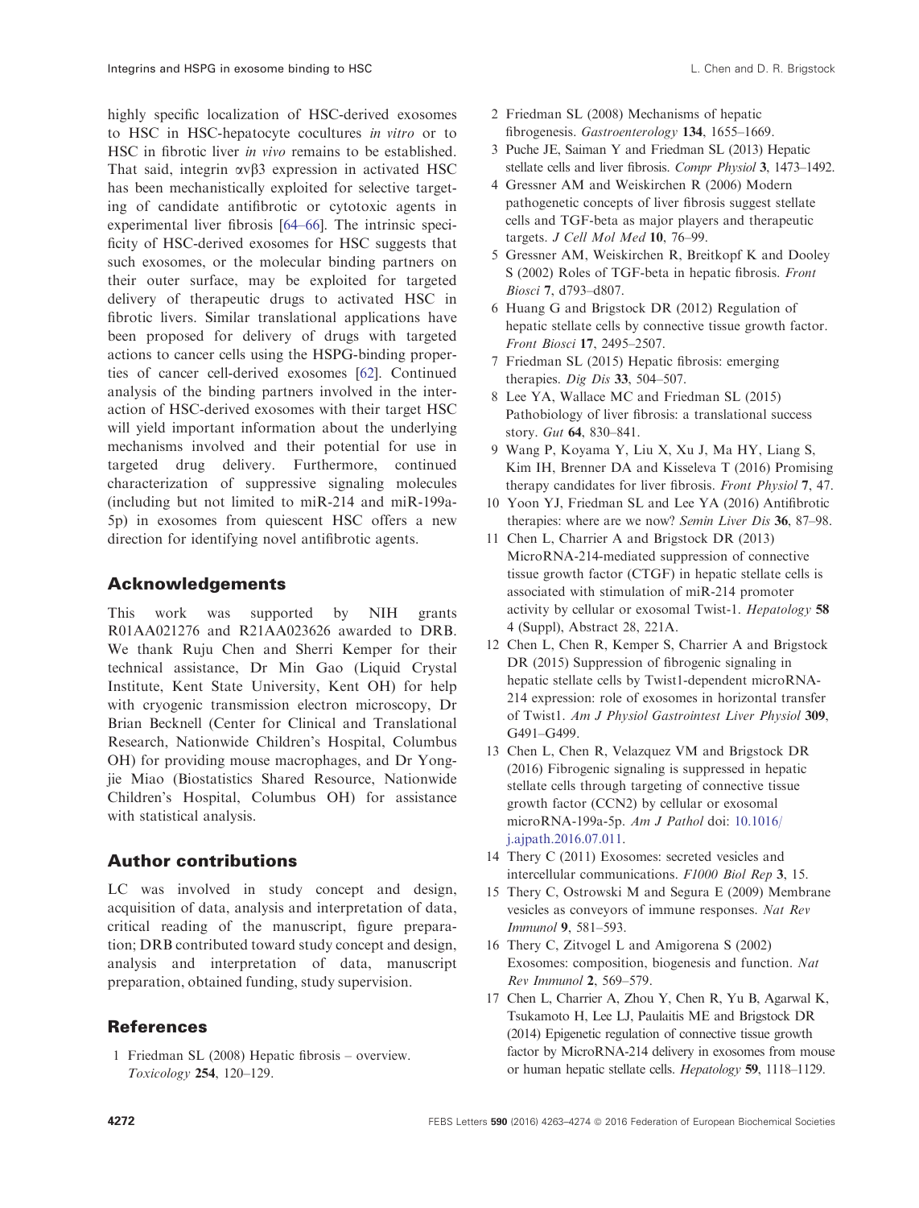highly specific localization of HSC-derived exosomes to HSC in HSC-hepatocyte cocultures *in vitro* or to HSC in fibrotic liver *in vivo* remains to be established. That said, integrin αvβ3 expression in activated HSC has been mechanistically exploited for selective targeting of candidate antifibrotic or cytotoxic agents in experimental liver fibrosis [64–66]. The intrinsic specificity of HSC-derived exosomes for HSC suggests that such exosomes, or the molecular binding partners on their outer surface, may be exploited for targeted delivery of therapeutic drugs to activated HSC in fibrotic livers. Similar translational applications have been proposed for delivery of drugs with targeted actions to cancer cells using the HSPG-binding properties of cancer cell-derived exosomes [62]. Continued analysis of the binding partners involved in the interaction of HSC-derived exosomes with their target HSC will yield important information about the underlying mechanisms involved and their potential for use in targeted drug delivery. Furthermore, continued characterization of suppressive signaling molecules (including but not limited to miR-214 and miR-199a-5p) in exosomes from quiescent HSC offers a new direction for identifying novel antifibrotic agents.

## Acknowledgements

This work was supported by NIH grants R01AA021276 and R21AA023626 awarded to DRB. We thank Ruju Chen and Sherri Kemper for their technical assistance, Dr Min Gao (Liquid Crystal Institute, Kent State University, Kent OH) for help with cryogenic transmission electron microscopy, Dr Brian Becknell (Center for Clinical and Translational Research, Nationwide Children's Hospital, Columbus OH) for providing mouse macrophages, and Dr Yongjie Miao (Biostatistics Shared Resource, Nationwide Children's Hospital, Columbus OH) for assistance with statistical analysis.

## Author contributions

LC was involved in study concept and design, acquisition of data, analysis and interpretation of data, critical reading of the manuscript, figure preparation; DRB contributed toward study concept and design, analysis and interpretation of data, manuscript preparation, obtained funding, study supervision.

## References

1. Friedman SL (2008) Hepatic fibrosis – overview. *Toxicology* **254**, 120–129.
2. Friedman SL (2008) Mechanisms of hepatic fibrogenesis. *Gastroenterology* **134**, 1655–1669.
3. Puche JE, Saiman Y and Friedman SL (2013) Hepatic stellate cells and liver fibrosis. *Compr Physiol* **3**, 1473–1492.
4. Gressner AM and Weiskirchen R (2006) Modern pathogenetic concepts of liver fibrosis suggest stellate cells and TGF-beta as major players and therapeutic targets. *J Cell Mol Med* **10**, 76–99.
5. Gressner AM, Weiskirchen R, Breitkopf K and Dooley S (2002) Roles of TGF-beta in hepatic fibrosis. *Front Biosci* **7**, d793–d807.
6. Huang G and Brigstock DR (2012) Regulation of hepatic stellate cells by connective tissue growth factor. *Front Biosci* **17**, 2495–2507.
7. Friedman SL (2015) Hepatic fibrosis: emerging therapies. *Dig Dis* **33**, 504–507.
8. Lee YA, Wallace MC and Friedman SL (2015) Pathobiology of liver fibrosis: a translational success story. *Gut* **64**, 830–841.
9. Wang P, Koyama Y, Liu X, Xu J, Ma HY, Liang S, Kim IH, Brenner DA and Kisseleva T (2016) Promising therapy candidates for liver fibrosis. *Front Physiol* **7**, 47.
10. Yoon YJ, Friedman SL and Lee YA (2016) Antifibrotic therapies: where are we now? *Semin Liver Dis* **36**, 87–98.
11. Chen L, Charrier A and Brigstock DR (2013) MicroRNA-214-mediated suppression of connective tissue growth factor (CTGF) in hepatic stellate cells is associated with stimulation of miR-214 promoter activity by cellular or exosomal Twist-1. *Hepatology* **58** 4 (Suppl), Abstract 28, 221A.
12. Chen L, Chen R, Kemper S, Charrier A and Brigstock DR (2015) Suppression of fibrogenic signaling in hepatic stellate cells by Twist1-dependent microRNA-214 expression: role of exosomes in horizontal transfer of Twist1. *Am J Physiol Gastrointest Liver Physiol* **309**, G491–G499.
13. Chen L, Chen R, Velazquez VM and Brigstock DR (2016) Fibrogenic signaling is suppressed in hepatic stellate cells through targeting of connective tissue growth factor (CCN2) by cellular or exosomal microRNA-199a-5p. *Am J Pathol* doi: 10.1016/j.ajpath.2016.07.011.
14. Thery C (2011) Exosomes: secreted vesicles and intercellular communications. *F1000 Biol Rep* **3**, 15.
15. Thery C, Ostrowski M and Segura E (2009) Membrane vesicles as conveyors of immune responses. *Nat Rev Immunol* **9**, 581–593.
16. Thery C, Zitvogel L and Amigorena S (2002) Exosomes: composition, biogenesis and function. *Nat Rev Immunol* **2**, 569–579.
17. Chen L, Charrier A, Zhou Y, Chen R, Yu B, Agarwal K, Tsukamoto H, Lee LJ, Paulaitis ME and Brigstock DR (2014) Epigenetic regulation of connective tissue growth factor by MicroRNA-214 delivery in exosomes from mouse or human hepatic stellate cells. *Hepatology* **59**, 1118–1129.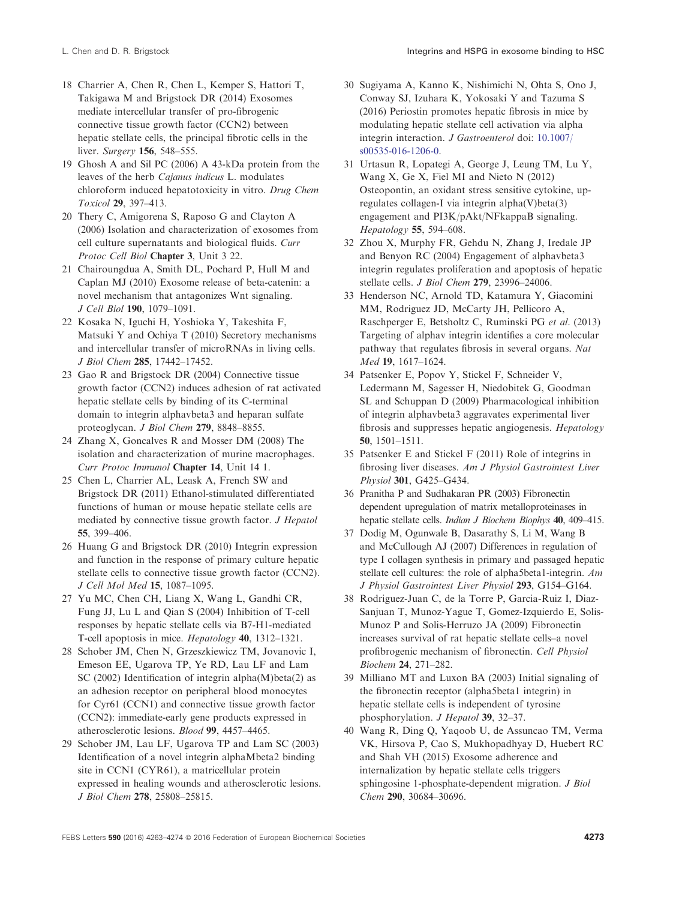18 Charrier A, Chen R, Chen L, Kemper S, Hattori T, Takigawa M and Brigstock DR (2014) Exosomes mediate intercellular transfer of pro-fibrogenic connective tissue growth factor (CCN2) between hepatic stellate cells, the principal fibrotic cells in the liver. *Surgery* **156**, 548–555.

19 Ghosh A and Sil PC (2006) A 43-kDa protein from the leaves of the herb *Cajanus indicus* L. modulates chloroform induced hepatotoxicity in vitro. *Drug Chem Toxicol* **29**, 397–413.

20 Thery C, Amigorena S, Raposo G and Clayton A (2006) Isolation and characterization of exosomes from cell culture supernatants and biological fluids. *Curr Protoc Cell Biol* **Chapter 3**, Unit 3 22.

21 Chairoungdua A, Smith DL, Pochard P, Hull M and Caplan MJ (2010) Exosome release of beta-catenin: a novel mechanism that antagonizes Wnt signaling. *J Cell Biol* **190**, 1079–1091.

22 Kosaka N, Iguchi H, Yoshioka Y, Takeshita F, Matsuki Y and Ochiya T (2010) Secretory mechanisms and intercellular transfer of microRNAs in living cells. *J Biol Chem* **285**, 17442–17452.

23 Gao R and Brigstock DR (2004) Connective tissue growth factor (CCN2) induces adhesion of rat activated hepatic stellate cells by binding of its C-terminal domain to integrin alphavbeta3 and heparan sulfate proteoglycan. *J Biol Chem* **279**, 8848–8855.

24 Zhang X, Goncalves R and Mosser DM (2008) The isolation and characterization of murine macrophages. *Curr Protoc Immunol* **Chapter 14**, Unit 14 1.

25 Chen L, Charrier AL, Leask A, French SW and Brigstock DR (2011) Ethanol-stimulated differentiated functions of human or mouse hepatic stellate cells are mediated by connective tissue growth factor. *J Hepatol* **55**, 399–406.

26 Huang G and Brigstock DR (2010) Integrin expression and function in the response of primary culture hepatic stellate cells to connective tissue growth factor (CCN2). *J Cell Mol Med* **15**, 1087–1095.

27 Yu MC, Chen CH, Liang X, Wang L, Gandhi CR, Fung JJ, Lu L and Qian S (2004) Inhibition of T-cell responses by hepatic stellate cells via B7-H1-mediated T-cell apoptosis in mice. *Hepatology* **40**, 1312–1321.

28 Schober JM, Chen N, Grzeszkiewicz TM, Jovanovic I, Emeson EE, Ugarova TP, Ye RD, Lau LF and Lam SC (2002) Identification of integrin alpha(M)beta(2) as an adhesion receptor on peripheral blood monocytes for Cyr61 (CCN1) and connective tissue growth factor (CCN2): immediate-early gene products expressed in atherosclerotic lesions. *Blood* **99**, 4457–4465.

29 Schober JM, Lau LF, Ugarova TP and Lam SC (2003) Identification of a novel integrin alphaMbeta2 binding site in CCN1 (CYR61), a matricellular protein expressed in healing wounds and atherosclerotic lesions. *J Biol Chem* **278**, 25808–25815.

30 Sugiyama A, Kanno K, Nishimichi N, Ohta S, Ono J, Conway SJ, Izuhara K, Yokosaki Y and Tazuma S (2016) Periostin promotes hepatic fibrosis in mice by modulating hepatic stellate cell activation via alpha integrin interaction. *J Gastroenterol* doi: 10.1007/s00535-016-1206-0.

31 Urtasun R, Lopategi A, George J, Leung TM, Lu Y, Wang X, Ge X, Fiel MI and Nieto N (2012) Osteopontin, an oxidant stress sensitive cytokine, up-regulates collagen-I via integrin alpha(V)beta(3) engagement and PI3K/pAkt/NFkappaB signaling. *Hepatology* **55**, 594–608.

32 Zhou X, Murphy FR, Gehdu N, Zhang J, Iredale JP and Benyon RC (2004) Engagement of alphavbeta3 integrin regulates proliferation and apoptosis of hepatic stellate cells. *J Biol Chem* **279**, 23996–24006.

33 Henderson NC, Arnold TD, Katamura Y, Giacomini MM, Rodriguez JD, McCarty JH, Pellicoro A, Raschperger E, Betsholtz C, Ruminski PG *et al.* (2013) Targeting of alphav integrin identifies a core molecular pathway that regulates fibrosis in several organs. *Nat Med* **19**, 1617–1624.

34 Patsenker E, Popov Y, Stickel F, Schneider V, Ledermann M, Sagesser H, Niedobitek G, Goodman SL and Schuppan D (2009) Pharmacological inhibition of integrin alphavbeta3 aggravates experimental liver fibrosis and suppresses hepatic angiogenesis. *Hepatology* **50**, 1501–1511.

35 Patsenker E and Stickel F (2011) Role of integrins in fibrosing liver diseases. *Am J Physiol Gastrointest Liver Physiol* **301**, G425–G434.

36 Pranitha P and Sudhakaran PR (2003) Fibronectin dependent upregulation of matrix metalloproteinases in hepatic stellate cells. *Indian J Biochem Biophys* **40**, 409–415.

37 Dodig M, Ogunwale B, Dasarathy S, Li M, Wang B and McCullough AJ (2007) Differences in regulation of type I collagen synthesis in primary and passaged hepatic stellate cell cultures: the role of alpha5beta1-integrin. *Am J Physiol Gastrointest Liver Physiol* **293**, G154–G164.

38 Rodriguez-Juan C, de la Torre P, Garcia-Ruiz I, Diaz-Sanjuan T, Munoz-Yague T, Gomez-Izquierdo E, Solis-Munoz P and Solis-Herruzo JA (2009) Fibronectin increases survival of rat hepatic stellate cells–a novel profibrogenic mechanism of fibronectin. *Cell Physiol Biochem* **24**, 271–282.

39 Milliano MT and Luxon BA (2003) Initial signaling of the fibronectin receptor (alpha5beta1 integrin) in hepatic stellate cells is independent of tyrosine phosphorylation. *J Hepatol* **39**, 32–37.

40 Wang R, Ding Q, Yaqoob U, de Assuncao TM, Verma VK, Hirsova P, Cao S, Mukhopadhyay D, Huebert RC and Shah VH (2015) Exosome adherence and internalization by hepatic stellate cells triggers sphingosine 1-phosphate-dependent migration. *J Biol Chem* **290**, 30684–30696.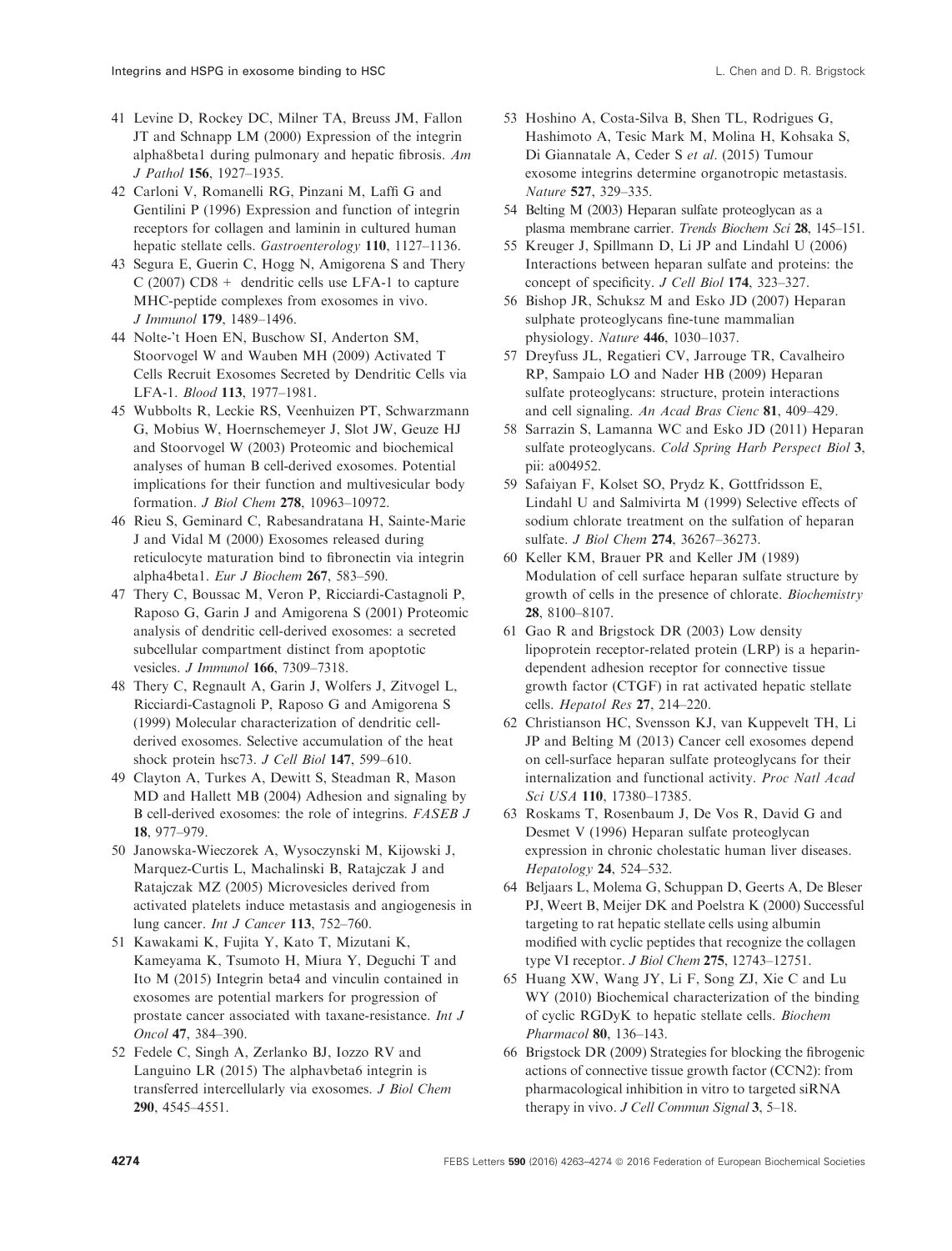41 Levine D, Rockey DC, Milner TA, Breuss JM, Fallon JT and Schnapp LM (2000) Expression of the integrin alpha8beta1 during pulmonary and hepatic fibrosis. *Am J Pathol* **156**, 1927–1935.

42 Carloni V, Romanelli RG, Pinzani M, Laffi G and Gentilini P (1996) Expression and function of integrin receptors for collagen and laminin in cultured human hepatic stellate cells. *Gastroenterology* **110**, 1127–1136.

43 Segura E, Guerin C, Hogg N, Amigorena S and Thery C (2007) CD8 + dendritic cells use LFA-1 to capture MHC-peptide complexes from exosomes in vivo. *J Immunol* **179**, 1489–1496.

44 Nolte-'t Hoen EN, Buschow SI, Anderton SM, Stoorvogel W and Wauben MH (2009) Activated T Cells Recruit Exosomes Secreted by Dendritic Cells via LFA-1. *Blood* **113**, 1977–1981.

45 Wubbolts R, Leckie RS, Veenhuizen PT, Schwarzmann G, Mobius W, Hoernschemeyer J, Slot JW, Geuze HJ and Stoorvogel W (2003) Proteomic and biochemical analyses of human B cell-derived exosomes. Potential implications for their function and multivesicular body formation. *J Biol Chem* **278**, 10963–10972.

46 Rieu S, Geminard C, Rabesandratana H, Sainte-Marie J and Vidal M (2000) Exosomes released during reticulocyte maturation bind to fibronectin via integrin alpha4beta1. *Eur J Biochem* **267**, 583–590.

47 Thery C, Boussac M, Veron P, Ricciardi-Castagnoli P, Raposo G, Garin J and Amigorena S (2001) Proteomic analysis of dendritic cell-derived exosomes: a secreted subcellular compartment distinct from apoptotic vesicles. *J Immunol* **166**, 7309–7318.

48 Thery C, Regnault A, Garin J, Wolfers J, Zitvogel L, Ricciardi-Castagnoli P, Raposo G and Amigorena S (1999) Molecular characterization of dendritic cell-derived exosomes. Selective accumulation of the heat shock protein hsc73. *J Cell Biol* **147**, 599–610.

49 Clayton A, Turkes A, Dewitt S, Steadman R, Mason MD and Hallett MB (2004) Adhesion and signaling by B cell-derived exosomes: the role of integrins. *FASEB J* **18**, 977–979.

50 Janowska-Wieczorek A, Wysoczynski M, Kijowski J, Marquez-Curtis L, Machalinski B, Ratajczak J and Ratajczak MZ (2005) Microvesicles derived from activated platelets induce metastasis and angiogenesis in lung cancer. *Int J Cancer* **113**, 752–760.

51 Kawakami K, Fujita Y, Kato T, Mizutani K, Kameyama K, Tsumoto H, Miura Y, Deguchi T and Ito M (2015) Integrin beta4 and vinculin contained in exosomes are potential markers for progression of prostate cancer associated with taxane-resistance. *Int J Oncol* **47**, 384–390.

52 Fedele C, Singh A, Zerlanko BJ, Iozzo RV and Languino LR (2015) The alphavbeta6 integrin is transferred intercellularly via exosomes. *J Biol Chem* **290**, 4545–4551.

53 Hoshino A, Costa-Silva B, Shen TL, Rodrigues G, Hashimoto A, Tesic Mark M, Molina H, Kohsaka S, Di Giannatale A, Ceder S *et al.* (2015) Tumour exosome integrins determine organotropic metastasis. *Nature* **527**, 329–335.

54 Belting M (2003) Heparan sulfate proteoglycan as a plasma membrane carrier. *Trends Biochem Sci* **28**, 145–151.

55 Kreuger J, Spillmann D, Li JP and Lindahl U (2006) Interactions between heparan sulfate and proteins: the concept of specificity. *J Cell Biol* **174**, 323–327.

56 Bishop JR, Schuksz M and Esko JD (2007) Heparan sulphate proteoglycans fine-tune mammalian physiology. *Nature* **446**, 1030–1037.

57 Dreyfuss JL, Regatieri CV, Jarrouge TR, Cavalheiro RP, Sampaio LO and Nader HB (2009) Heparan sulfate proteoglycans: structure, protein interactions and cell signaling. *An Acad Bras Cienc* **81**, 409–429.

58 Sarrazin S, Lamanna WC and Esko JD (2011) Heparan sulfate proteoglycans. *Cold Spring Harb Perspect Biol* **3**, pii: a004952.

59 Safaiyan F, Kolset SO, Prydz K, Gottfridsson E, Lindahl U and Salmivirta M (1999) Selective effects of sodium chlorate treatment on the sulfation of heparan sulfate. *J Biol Chem* **274**, 36267–36273.

60 Keller KM, Brauer PR and Keller JM (1989) Modulation of cell surface heparan sulfate structure by growth of cells in the presence of chlorate. *Biochemistry* **28**, 8100–8107.

61 Gao R and Brigstock DR (2003) Low density lipoprotein receptor-related protein (LRP) is a heparin-dependent adhesion receptor for connective tissue growth factor (CTGF) in rat activated hepatic stellate cells. *Hepatol Res* **27**, 214–220.

62 Christianson HC, Svensson KJ, van Kuppevelt TH, Li JP and Belting M (2013) Cancer cell exosomes depend on cell-surface heparan sulfate proteoglycans for their internalization and functional activity. *Proc Natl Acad Sci USA* **110**, 17380–17385.

63 Roskams T, Rosenbaum J, De Vos R, David G and Desmet V (1996) Heparan sulfate proteoglycan expression in chronic cholestatic human liver diseases. *Hepatology* **24**, 524–532.

64 Beljaars L, Molema G, Schuppan D, Geerts A, De Bleser PJ, Weert B, Meijer DK and Poelstra K (2000) Successful targeting to rat hepatic stellate cells using albumin modified with cyclic peptides that recognize the collagen type VI receptor. *J Biol Chem* **275**, 12743–12751.

65 Huang XW, Wang JY, Li F, Song ZJ, Xie C and Lu WY (2010) Biochemical characterization of the binding of cyclic RGDyK to hepatic stellate cells. *Biochem Pharmacol* **80**, 136–143.

66 Brigstock DR (2009) Strategies for blocking the fibrogenic actions of connective tissue growth factor (CCN2): from pharmacological inhibition in vitro to targeted siRNA therapy in vivo. *J Cell Commun Signal* **3**, 5–18.